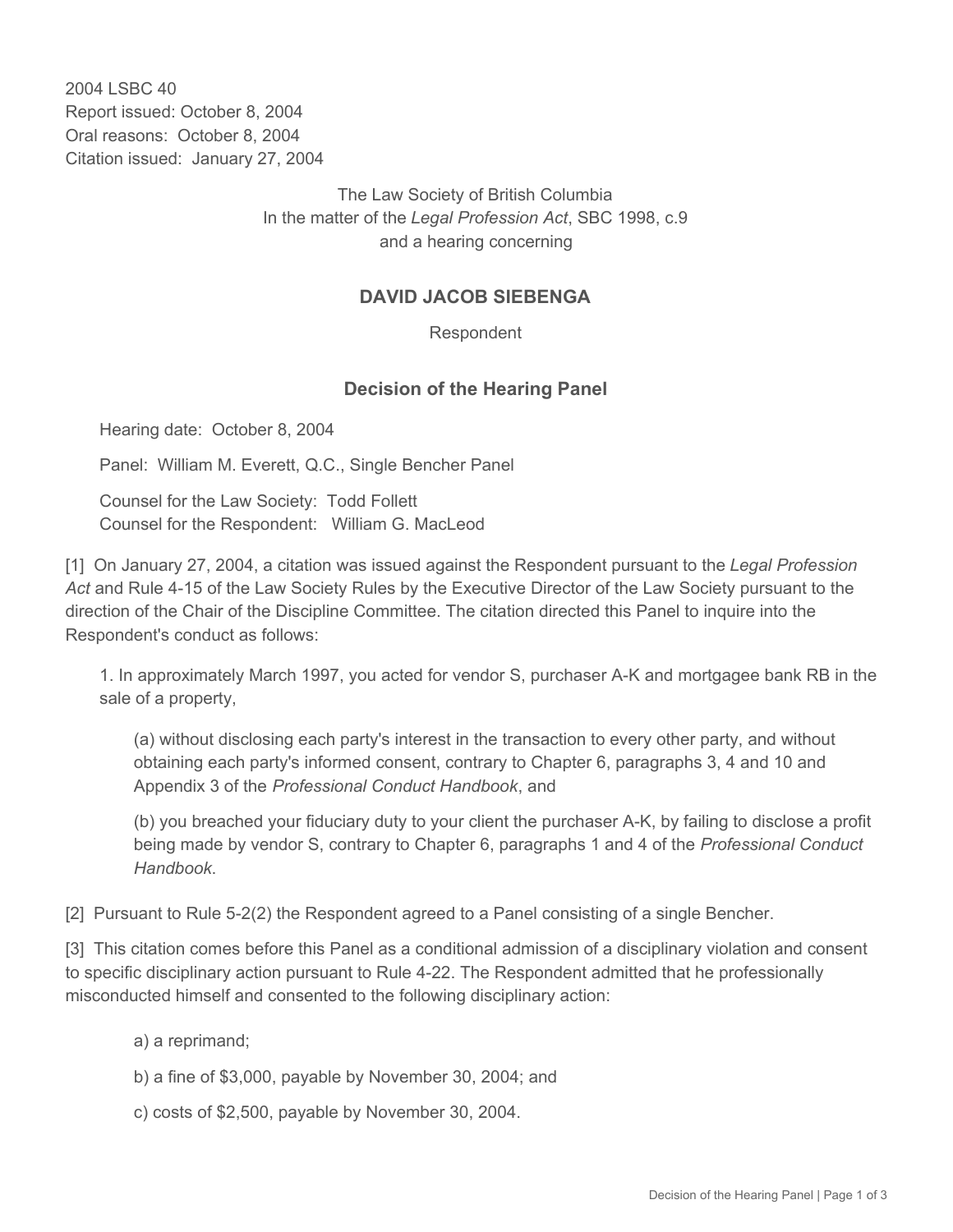2004 LSBC 40
Report issued: October 8, 2004
Oral reasons: October 8, 2004
Citation issued: January 27, 2004

The Law Society of British Columbia
In the matter of the *Legal Profession Act*, SBC 1998, c.9
and a hearing concerning

## DAVID JACOB SIEBENGA

Respondent

## Decision of the Hearing Panel

Hearing date: October 8, 2004

Panel: William M. Everett, Q.C., Single Bencher Panel

Counsel for the Law Society: Todd Follett
Counsel for the Respondent: William G. MacLeod

[1] On January 27, 2004, a citation was issued against the Respondent pursuant to the *Legal Profession Act* and Rule 4-15 of the Law Society Rules by the Executive Director of the Law Society pursuant to the direction of the Chair of the Discipline Committee. The citation directed this Panel to inquire into the Respondent's conduct as follows:

> 1. In approximately March 1997, you acted for vendor S, purchaser A-K and mortgagee bank RB in the sale of a property,
>
> > (a) without disclosing each party's interest in the transaction to every other party, and without obtaining each party's informed consent, contrary to Chapter 6, paragraphs 3, 4 and 10 and Appendix 3 of the *Professional Conduct Handbook*, and
> >
> > (b) you breached your fiduciary duty to your client the purchaser A-K, by failing to disclose a profit being made by vendor S, contrary to Chapter 6, paragraphs 1 and 4 of the *Professional Conduct Handbook*.

[2] Pursuant to Rule 5-2(2) the Respondent agreed to a Panel consisting of a single Bencher.

[3] This citation comes before this Panel as a conditional admission of a disciplinary violation and consent to specific disciplinary action pursuant to Rule 4-22. The Respondent admitted that he professionally misconducted himself and consented to the following disciplinary action:

> a) a reprimand;
>
> b) a fine of $3,000, payable by November 30, 2004; and
>
> c) costs of $2,500, payable by November 30, 2004.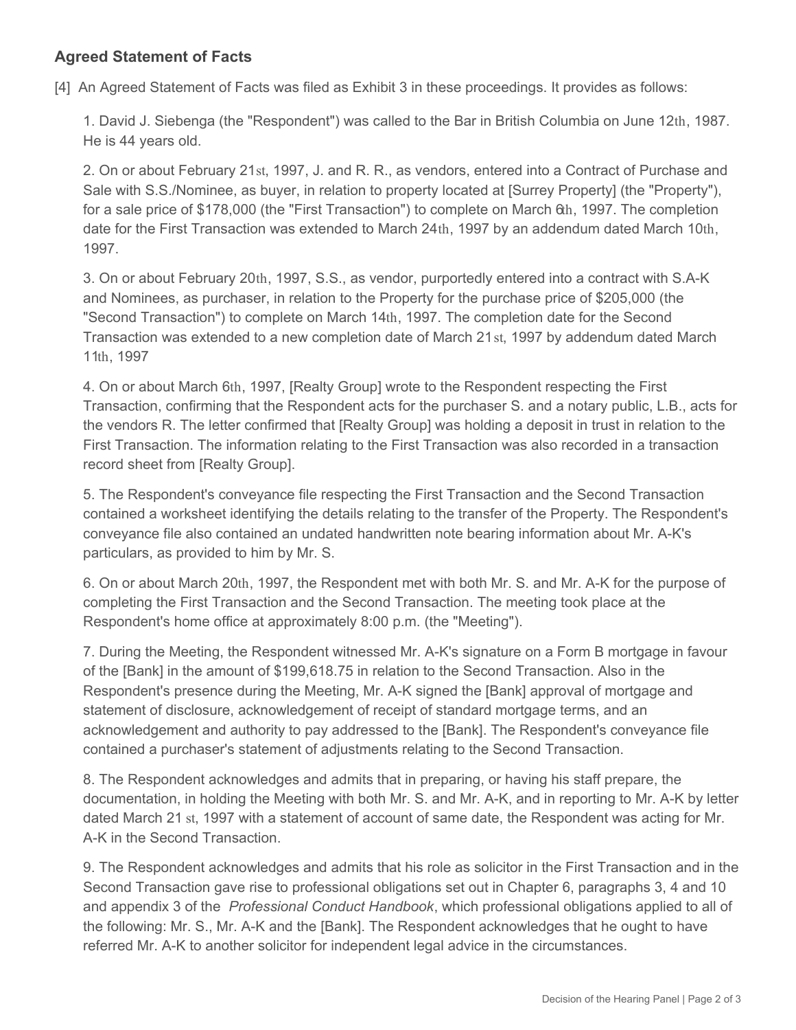## Agreed Statement of Facts

[4] An Agreed Statement of Facts was filed as Exhibit 3 in these proceedings. It provides as follows:

1. David J. Siebenga (the "Respondent") was called to the Bar in British Columbia on June 12th, 1987. He is 44 years old.

2. On or about February 21st, 1997, J. and R. R., as vendors, entered into a Contract of Purchase and Sale with S.S./Nominee, as buyer, in relation to property located at [Surrey Property] (the "Property"), for a sale price of $178,000 (the "First Transaction") to complete on March 6th, 1997. The completion date for the First Transaction was extended to March 24th, 1997 by an addendum dated March 10th, 1997.

3. On or about February 20th, 1997, S.S., as vendor, purportedly entered into a contract with S.A-K and Nominees, as purchaser, in relation to the Property for the purchase price of $205,000 (the "Second Transaction") to complete on March 14th, 1997. The completion date for the Second Transaction was extended to a new completion date of March 21st, 1997 by addendum dated March 11th, 1997

4. On or about March 6th, 1997, [Realty Group] wrote to the Respondent respecting the First Transaction, confirming that the Respondent acts for the purchaser S. and a notary public, L.B., acts for the vendors R. The letter confirmed that [Realty Group] was holding a deposit in trust in relation to the First Transaction. The information relating to the First Transaction was also recorded in a transaction record sheet from [Realty Group].

5. The Respondent's conveyance file respecting the First Transaction and the Second Transaction contained a worksheet identifying the details relating to the transfer of the Property. The Respondent's conveyance file also contained an undated handwritten note bearing information about Mr. A-K's particulars, as provided to him by Mr. S.

6. On or about March 20th, 1997, the Respondent met with both Mr. S. and Mr. A-K for the purpose of completing the First Transaction and the Second Transaction. The meeting took place at the Respondent's home office at approximately 8:00 p.m. (the "Meeting").

7. During the Meeting, the Respondent witnessed Mr. A-K's signature on a Form B mortgage in favour of the [Bank] in the amount of $199,618.75 in relation to the Second Transaction. Also in the Respondent's presence during the Meeting, Mr. A-K signed the [Bank] approval of mortgage and statement of disclosure, acknowledgement of receipt of standard mortgage terms, and an acknowledgement and authority to pay addressed to the [Bank]. The Respondent's conveyance file contained a purchaser's statement of adjustments relating to the Second Transaction.

8. The Respondent acknowledges and admits that in preparing, or having his staff prepare, the documentation, in holding the Meeting with both Mr. S. and Mr. A-K, and in reporting to Mr. A-K by letter dated March 21st, 1997 with a statement of account of same date, the Respondent was acting for Mr. A-K in the Second Transaction.

9. The Respondent acknowledges and admits that his role as solicitor in the First Transaction and in the Second Transaction gave rise to professional obligations set out in Chapter 6, paragraphs 3, 4 and 10 and appendix 3 of the *Professional Conduct Handbook*, which professional obligations applied to all of the following: Mr. S., Mr. A-K and the [Bank]. The Respondent acknowledges that he ought to have referred Mr. A-K to another solicitor for independent legal advice in the circumstances.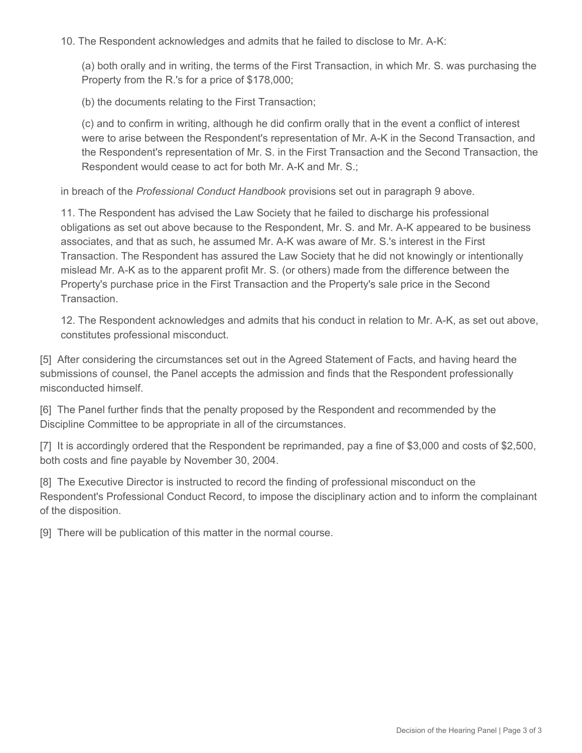10. The Respondent acknowledges and admits that he failed to disclose to Mr. A-K:

(a) both orally and in writing, the terms of the First Transaction, in which Mr. S. was purchasing the Property from the R.'s for a price of $178,000;

(b) the documents relating to the First Transaction;

(c) and to confirm in writing, although he did confirm orally that in the event a conflict of interest were to arise between the Respondent's representation of Mr. A-K in the Second Transaction, and the Respondent's representation of Mr. S. in the First Transaction and the Second Transaction, the Respondent would cease to act for both Mr. A-K and Mr. S.;

in breach of the *Professional Conduct Handbook* provisions set out in paragraph 9 above.

11. The Respondent has advised the Law Society that he failed to discharge his professional obligations as set out above because to the Respondent, Mr. S. and Mr. A-K appeared to be business associates, and that as such, he assumed Mr. A-K was aware of Mr. S.'s interest in the First Transaction. The Respondent has assured the Law Society that he did not knowingly or intentionally mislead Mr. A-K as to the apparent profit Mr. S. (or others) made from the difference between the Property's purchase price in the First Transaction and the Property's sale price in the Second Transaction.

12. The Respondent acknowledges and admits that his conduct in relation to Mr. A-K, as set out above, constitutes professional misconduct.

[5] After considering the circumstances set out in the Agreed Statement of Facts, and having heard the submissions of counsel, the Panel accepts the admission and finds that the Respondent professionally misconducted himself.

[6] The Panel further finds that the penalty proposed by the Respondent and recommended by the Discipline Committee to be appropriate in all of the circumstances.

[7] It is accordingly ordered that the Respondent be reprimanded, pay a fine of $3,000 and costs of $2,500, both costs and fine payable by November 30, 2004.

[8] The Executive Director is instructed to record the finding of professional misconduct on the Respondent's Professional Conduct Record, to impose the disciplinary action and to inform the complainant of the disposition.

[9] There will be publication of this matter in the normal course.